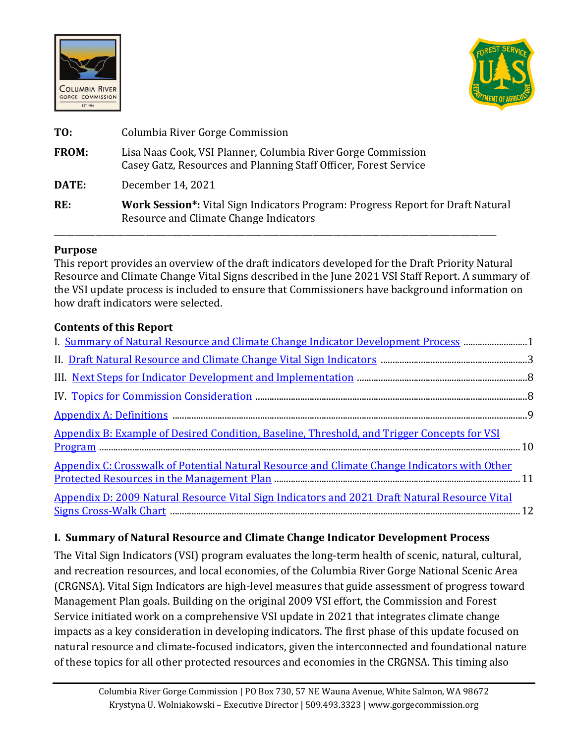**TO:** Columbia River Gorge Commission

**FROM:** Lisa Naas Cook, VSI Planner, Columbia River Gorge Commission
Casey Gatz, Resources and Planning Staff Officer, Forest Service

**DATE:** December 14, 2021

**RE:** **Work Session*:** Vital Sign Indicators Program: Progress Report for Draft Natural Resource and Climate Change Indicators

---

### Purpose

This report provides an overview of the draft indicators developed for the Draft Priority Natural Resource and Climate Change Vital Signs described in the June 2021 VSI Staff Report. A summary of the VSI update process is included to ensure that Commissioners have background information on how draft indicators were selected.

### Contents of this Report

I. Summary of Natural Resource and Climate Change Indicator Development Process ....1

II. Draft Natural Resource and Climate Change Vital Sign Indicators ....3

III. Next Steps for Indicator Development and Implementation ....8

IV. Topics for Commission Consideration ....8

Appendix A: Definitions ....9

Appendix B: Example of Desired Condition, Baseline, Threshold, and Trigger Concepts for VSI Program ....10

Appendix C: Crosswalk of Potential Natural Resource and Climate Change Indicators with Other Protected Resources in the Management Plan ....11

Appendix D: 2009 Natural Resource Vital Sign Indicators and 2021 Draft Natural Resource Vital Signs Cross-Walk Chart ....12

## I. Summary of Natural Resource and Climate Change Indicator Development Process

The Vital Sign Indicators (VSI) program evaluates the long-term health of scenic, natural, cultural, and recreation resources, and local economies, of the Columbia River Gorge National Scenic Area (CRGNSA). Vital Sign Indicators are high-level measures that guide assessment of progress toward Management Plan goals. Building on the original 2009 VSI effort, the Commission and Forest Service initiated work on a comprehensive VSI update in 2021 that integrates climate change impacts as a key consideration in developing indicators. The first phase of this update focused on natural resource and climate-focused indicators, given the interconnected and foundational nature of these topics for all other protected resources and economies in the CRGNSA. This timing also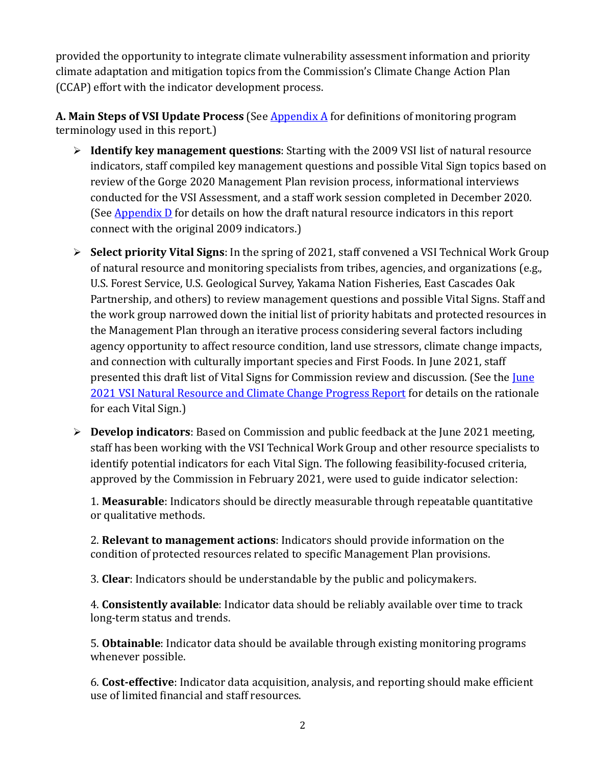provided the opportunity to integrate climate vulnerability assessment information and priority climate adaptation and mitigation topics from the Commission's Climate Change Action Plan (CCAP) effort with the indicator development process.

**A. Main Steps of VSI Update Process** (See Appendix A for definitions of monitoring program terminology used in this report.)

- **Identify key management questions**: Starting with the 2009 VSI list of natural resource indicators, staff compiled key management questions and possible Vital Sign topics based on review of the Gorge 2020 Management Plan revision process, informational interviews conducted for the VSI Assessment, and a staff work session completed in December 2020. (See Appendix D for details on how the draft natural resource indicators in this report connect with the original 2009 indicators.)

- **Select priority Vital Signs**: In the spring of 2021, staff convened a VSI Technical Work Group of natural resource and monitoring specialists from tribes, agencies, and organizations (e.g., U.S. Forest Service, U.S. Geological Survey, Yakama Nation Fisheries, East Cascades Oak Partnership, and others) to review management questions and possible Vital Signs. Staff and the work group narrowed down the initial list of priority habitats and protected resources in the Management Plan through an iterative process considering several factors including agency opportunity to affect resource condition, land use stressors, climate change impacts, and connection with culturally important species and First Foods. In June 2021, staff presented this draft list of Vital Signs for Commission review and discussion. (See the June 2021 VSI Natural Resource and Climate Change Progress Report for details on the rationale for each Vital Sign.)

- **Develop indicators**: Based on Commission and public feedback at the June 2021 meeting, staff has been working with the VSI Technical Work Group and other resource specialists to identify potential indicators for each Vital Sign. The following feasibility-focused criteria, approved by the Commission in February 2021, were used to guide indicator selection:

  1. **Measurable**: Indicators should be directly measurable through repeatable quantitative or qualitative methods.

  2. **Relevant to management actions**: Indicators should provide information on the condition of protected resources related to specific Management Plan provisions.

  3. **Clear**: Indicators should be understandable by the public and policymakers.

  4. **Consistently available**: Indicator data should be reliably available over time to track long-term status and trends.

  5. **Obtainable**: Indicator data should be available through existing monitoring programs whenever possible.

  6. **Cost-effective**: Indicator data acquisition, analysis, and reporting should make efficient use of limited financial and staff resources.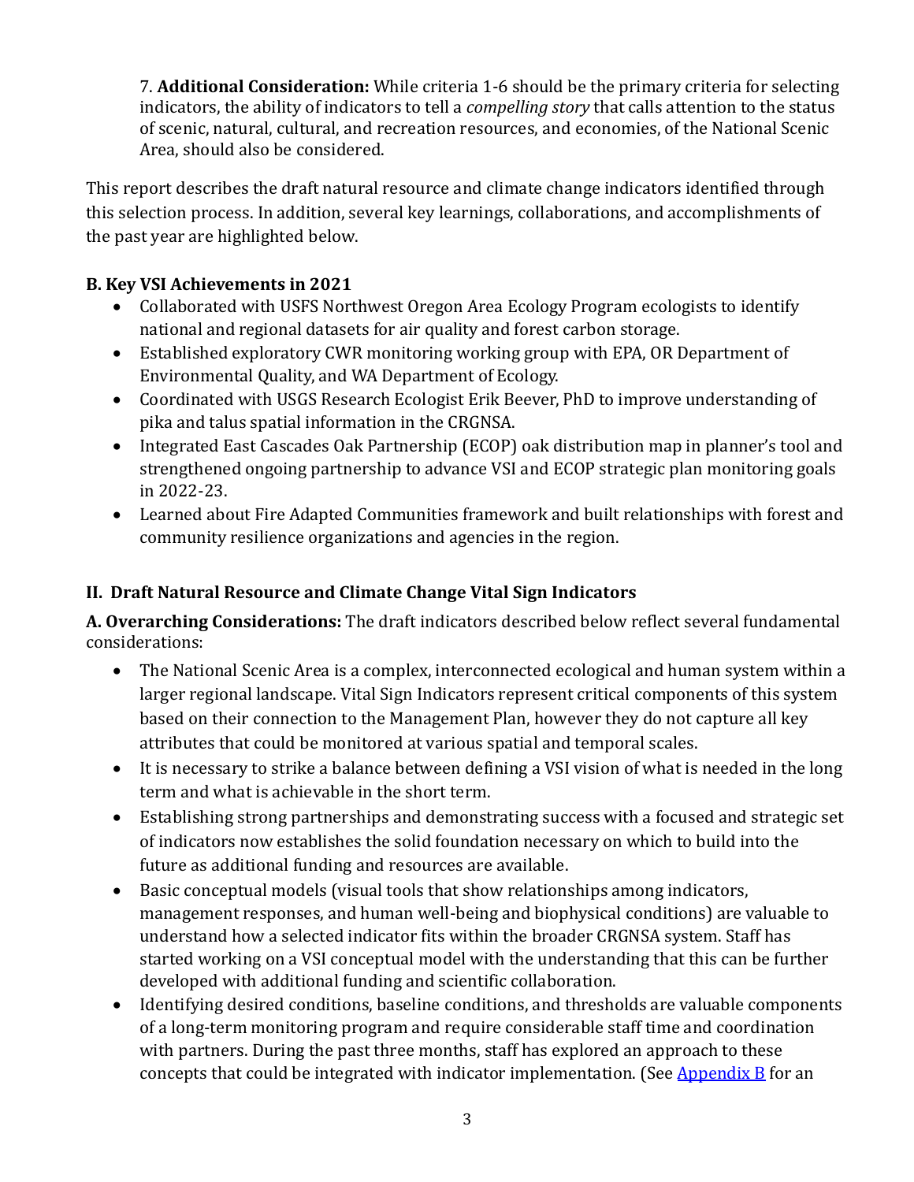7. **Additional Consideration:** While criteria 1-6 should be the primary criteria for selecting indicators, the ability of indicators to tell a *compelling story* that calls attention to the status of scenic, natural, cultural, and recreation resources, and economies, of the National Scenic Area, should also be considered.

This report describes the draft natural resource and climate change indicators identified through this selection process. In addition, several key learnings, collaborations, and accomplishments of the past year are highlighted below.

**B. Key VSI Achievements in 2021**

- Collaborated with USFS Northwest Oregon Area Ecology Program ecologists to identify national and regional datasets for air quality and forest carbon storage.
- Established exploratory CWR monitoring working group with EPA, OR Department of Environmental Quality, and WA Department of Ecology.
- Coordinated with USGS Research Ecologist Erik Beever, PhD to improve understanding of pika and talus spatial information in the CRGNSA.
- Integrated East Cascades Oak Partnership (ECOP) oak distribution map in planner's tool and strengthened ongoing partnership to advance VSI and ECOP strategic plan monitoring goals in 2022-23.
- Learned about Fire Adapted Communities framework and built relationships with forest and community resilience organizations and agencies in the region.

## II. Draft Natural Resource and Climate Change Vital Sign Indicators

**A. Overarching Considerations:** The draft indicators described below reflect several fundamental considerations:

- The National Scenic Area is a complex, interconnected ecological and human system within a larger regional landscape. Vital Sign Indicators represent critical components of this system based on their connection to the Management Plan, however they do not capture all key attributes that could be monitored at various spatial and temporal scales.
- It is necessary to strike a balance between defining a VSI vision of what is needed in the long term and what is achievable in the short term.
- Establishing strong partnerships and demonstrating success with a focused and strategic set of indicators now establishes the solid foundation necessary on which to build into the future as additional funding and resources are available.
- Basic conceptual models (visual tools that show relationships among indicators, management responses, and human well-being and biophysical conditions) are valuable to understand how a selected indicator fits within the broader CRGNSA system. Staff has started working on a VSI conceptual model with the understanding that this can be further developed with additional funding and scientific collaboration.
- Identifying desired conditions, baseline conditions, and thresholds are valuable components of a long-term monitoring program and require considerable staff time and coordination with partners. During the past three months, staff has explored an approach to these concepts that could be integrated with indicator implementation. (See Appendix B for an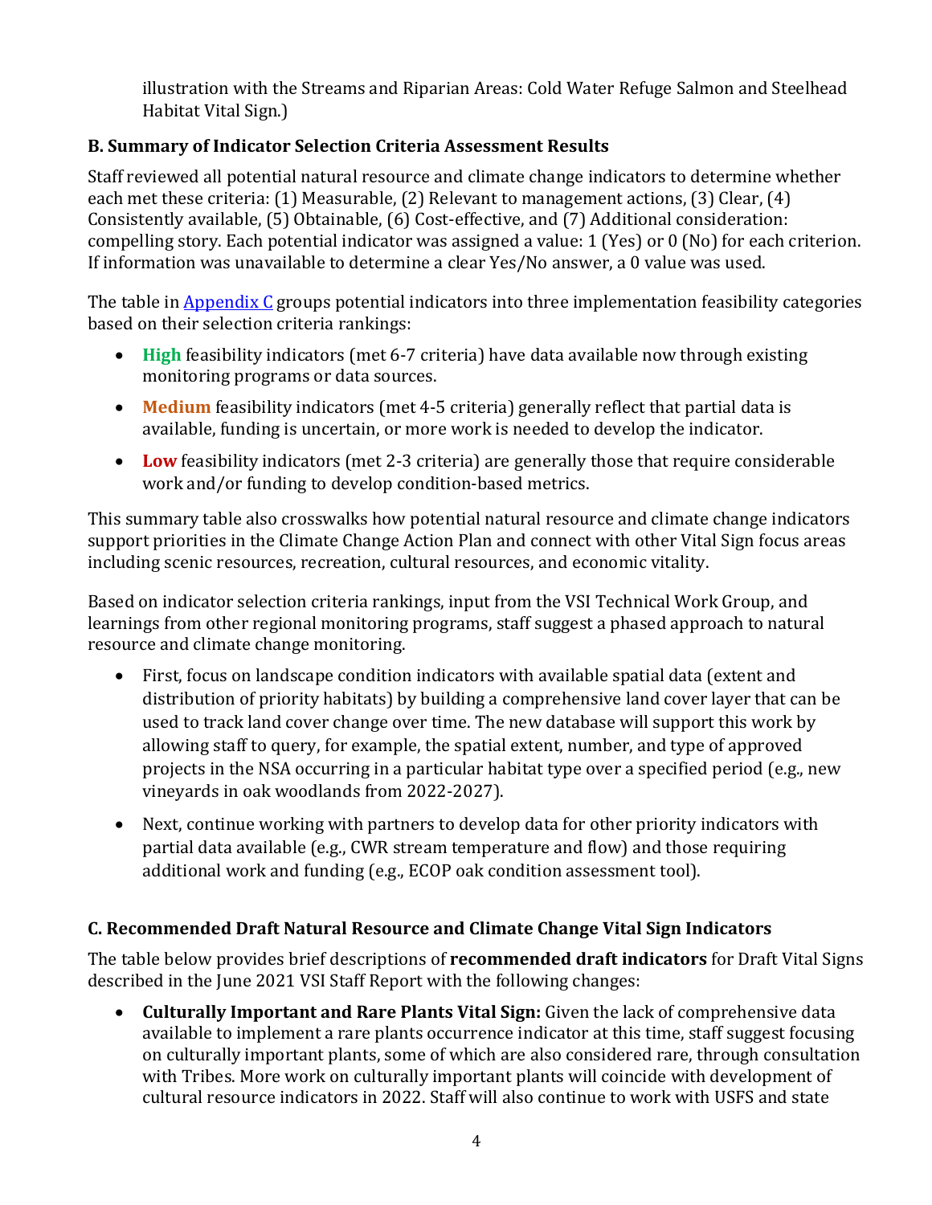illustration with the Streams and Riparian Areas: Cold Water Refuge Salmon and Steelhead Habitat Vital Sign.)

### B. Summary of Indicator Selection Criteria Assessment Results

Staff reviewed all potential natural resource and climate change indicators to determine whether each met these criteria: (1) Measurable, (2) Relevant to management actions, (3) Clear, (4) Consistently available, (5) Obtainable, (6) Cost-effective, and (7) Additional consideration: compelling story. Each potential indicator was assigned a value: 1 (Yes) or 0 (No) for each criterion. If information was unavailable to determine a clear Yes/No answer, a 0 value was used.

The table in [Appendix C] groups potential indicators into three implementation feasibility categories based on their selection criteria rankings:

- **High** feasibility indicators (met 6-7 criteria) have data available now through existing monitoring programs or data sources.
- **Medium** feasibility indicators (met 4-5 criteria) generally reflect that partial data is available, funding is uncertain, or more work is needed to develop the indicator.
- **Low** feasibility indicators (met 2-3 criteria) are generally those that require considerable work and/or funding to develop condition-based metrics.

This summary table also crosswalks how potential natural resource and climate change indicators support priorities in the Climate Change Action Plan and connect with other Vital Sign focus areas including scenic resources, recreation, cultural resources, and economic vitality.

Based on indicator selection criteria rankings, input from the VSI Technical Work Group, and learnings from other regional monitoring programs, staff suggest a phased approach to natural resource and climate change monitoring.

- First, focus on landscape condition indicators with available spatial data (extent and distribution of priority habitats) by building a comprehensive land cover layer that can be used to track land cover change over time. The new database will support this work by allowing staff to query, for example, the spatial extent, number, and type of approved projects in the NSA occurring in a particular habitat type over a specified period (e.g., new vineyards in oak woodlands from 2022-2027).
- Next, continue working with partners to develop data for other priority indicators with partial data available (e.g., CWR stream temperature and flow) and those requiring additional work and funding (e.g., ECOP oak condition assessment tool).

### C. Recommended Draft Natural Resource and Climate Change Vital Sign Indicators

The table below provides brief descriptions of **recommended draft indicators** for Draft Vital Signs described in the June 2021 VSI Staff Report with the following changes:

- **Culturally Important and Rare Plants Vital Sign:** Given the lack of comprehensive data available to implement a rare plants occurrence indicator at this time, staff suggest focusing on culturally important plants, some of which are also considered rare, through consultation with Tribes. More work on culturally important plants will coincide with development of cultural resource indicators in 2022. Staff will also continue to work with USFS and state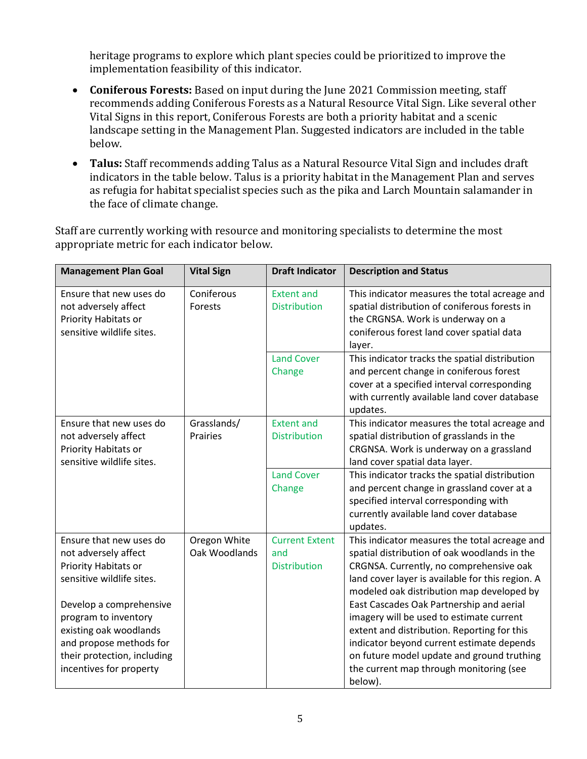heritage programs to explore which plant species could be prioritized to improve the implementation feasibility of this indicator.

- **Coniferous Forests:** Based on input during the June 2021 Commission meeting, staff recommends adding Coniferous Forests as a Natural Resource Vital Sign. Like several other Vital Signs in this report, Coniferous Forests are both a priority habitat and a scenic landscape setting in the Management Plan. Suggested indicators are included in the table below.
- **Talus:** Staff recommends adding Talus as a Natural Resource Vital Sign and includes draft indicators in the table below. Talus is a priority habitat in the Management Plan and serves as refugia for habitat specialist species such as the pika and Larch Mountain salamander in the face of climate change.

Staff are currently working with resource and monitoring specialists to determine the most appropriate metric for each indicator below.

| Management Plan Goal | Vital Sign | Draft Indicator | Description and Status |
|---|---|---|---|
| Ensure that new uses do not adversely affect Priority Habitats or sensitive wildlife sites. | Coniferous Forests | Extent and Distribution | This indicator measures the total acreage and spatial distribution of coniferous forests in the CRGNSA. Work is underway on a coniferous forest land cover spatial data layer. |
| | | Land Cover Change | This indicator tracks the spatial distribution and percent change in coniferous forest cover at a specified interval corresponding with currently available land cover database updates. |
| Ensure that new uses do not adversely affect Priority Habitats or sensitive wildlife sites. | Grasslands/ Prairies | Extent and Distribution | This indicator measures the total acreage and spatial distribution of grasslands in the CRGNSA. Work is underway on a grassland land cover spatial data layer. |
| | | Land Cover Change | This indicator tracks the spatial distribution and percent change in grassland cover at a specified interval corresponding with currently available land cover database updates. |
| Ensure that new uses do not adversely affect Priority Habitats or sensitive wildlife sites.<br><br>Develop a comprehensive program to inventory existing oak woodlands and propose methods for their protection, including incentives for property | Oregon White Oak Woodlands | Current Extent and Distribution | This indicator measures the total acreage and spatial distribution of oak woodlands in the CRGNSA. Currently, no comprehensive oak land cover layer is available for this region. A modeled oak distribution map developed by East Cascades Oak Partnership and aerial imagery will be used to estimate current extent and distribution. Reporting for this indicator beyond current estimate depends on future model update and ground truthing the current map through monitoring (see below). |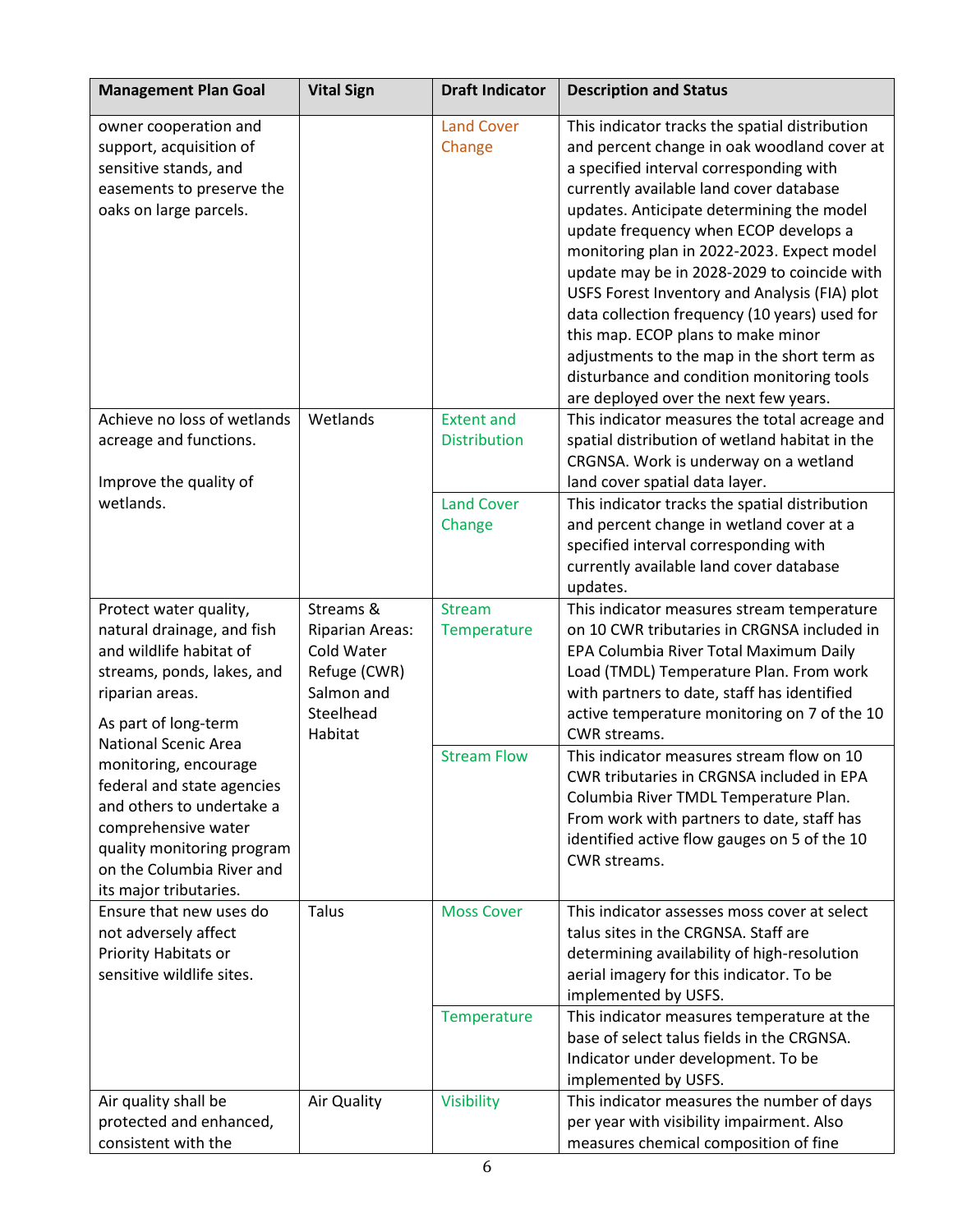| Management Plan Goal | Vital Sign | Draft Indicator | Description and Status |
|---|---|---|---|
| owner cooperation and support, acquisition of sensitive stands, and easements to preserve the oaks on large parcels. | | Land Cover Change | This indicator tracks the spatial distribution and percent change in oak woodland cover at a specified interval corresponding with currently available land cover database updates. Anticipate determining the model update frequency when ECOP develops a monitoring plan in 2022-2023. Expect model update may be in 2028-2029 to coincide with USFS Forest Inventory and Analysis (FIA) plot data collection frequency (10 years) used for this map. ECOP plans to make minor adjustments to the map in the short term as disturbance and condition monitoring tools are deployed over the next few years. |
| Achieve no loss of wetlands acreage and functions.<br><br>Improve the quality of wetlands. | Wetlands | Extent and Distribution | This indicator measures the total acreage and spatial distribution of wetland habitat in the CRGNSA. Work is underway on a wetland land cover spatial data layer. |
| | | Land Cover Change | This indicator tracks the spatial distribution and percent change in wetland cover at a specified interval corresponding with currently available land cover database updates. |
| Protect water quality, natural drainage, and fish and wildlife habitat of streams, ponds, lakes, and riparian areas.<br><br>As part of long-term National Scenic Area monitoring, encourage federal and state agencies and others to undertake a comprehensive water quality monitoring program on the Columbia River and its major tributaries. | Streams & Riparian Areas: Cold Water Refuge (CWR) Salmon and Steelhead Habitat | Stream Temperature | This indicator measures stream temperature on 10 CWR tributaries in CRGNSA included in EPA Columbia River Total Maximum Daily Load (TMDL) Temperature Plan. From work with partners to date, staff has identified active temperature monitoring on 7 of the 10 CWR streams. |
| | | Stream Flow | This indicator measures stream flow on 10 CWR tributaries in CRGNSA included in EPA Columbia River TMDL Temperature Plan. From work with partners to date, staff has identified active flow gauges on 5 of the 10 CWR streams. |
| Ensure that new uses do not adversely affect Priority Habitats or sensitive wildlife sites. | Talus | Moss Cover | This indicator assesses moss cover at select talus sites in the CRGNSA. Staff are determining availability of high-resolution aerial imagery for this indicator. To be implemented by USFS. |
| | | Temperature | This indicator measures temperature at the base of select talus fields in the CRGNSA. Indicator under development. To be implemented by USFS. |
| Air quality shall be protected and enhanced, consistent with the | Air Quality | Visibility | This indicator measures the number of days per year with visibility impairment. Also measures chemical composition of fine |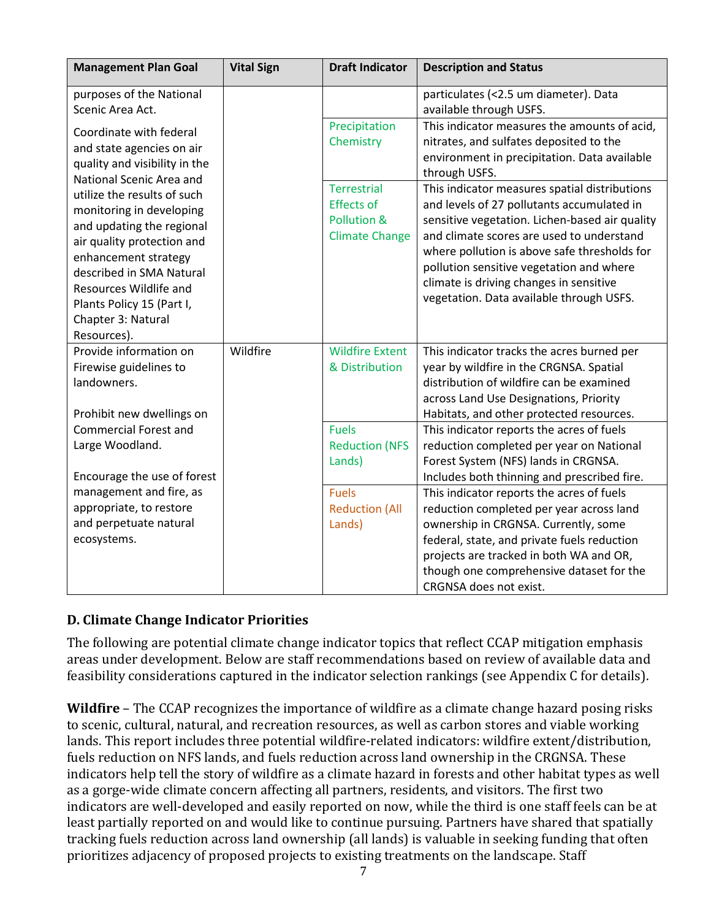| Management Plan Goal | Vital Sign | Draft Indicator | Description and Status |
|---|---|---|---|
| purposes of the National Scenic Area Act.<br><br>Coordinate with federal and state agencies on air quality and visibility in the National Scenic Area and utilize the results of such monitoring in developing and updating the regional air quality protection and enhancement strategy described in SMA Natural Resources Wildlife and Plants Policy 15 (Part I, Chapter 3: Natural Resources). | | | particulates (<2.5 um diameter). Data available through USFS. |
| | | Precipitation Chemistry | This indicator measures the amounts of acid, nitrates, and sulfates deposited to the environment in precipitation. Data available through USFS. |
| | | Terrestrial Effects of Pollution & Climate Change | This indicator measures spatial distributions and levels of 27 pollutants accumulated in sensitive vegetation. Lichen-based air quality and climate scores are used to understand where pollution is above safe thresholds for pollution sensitive vegetation and where climate is driving changes in sensitive vegetation. Data available through USFS. |
| Provide information on Firewise guidelines to landowners.<br><br>Prohibit new dwellings on Commercial Forest and Large Woodland.<br><br>Encourage the use of forest management and fire, as appropriate, to restore and perpetuate natural ecosystems. | Wildfire | Wildfire Extent & Distribution | This indicator tracks the acres burned per year by wildfire in the CRGNSA. Spatial distribution of wildfire can be examined across Land Use Designations, Priority Habitats, and other protected resources. |
| | | Fuels Reduction (NFS Lands) | This indicator reports the acres of fuels reduction completed per year on National Forest System (NFS) lands in CRGNSA. Includes both thinning and prescribed fire. |
| | | Fuels Reduction (All Lands) | This indicator reports the acres of fuels reduction completed per year across land ownership in CRGNSA. Currently, some federal, state, and private fuels reduction projects are tracked in both WA and OR, though one comprehensive dataset for the CRGNSA does not exist. |

### D. Climate Change Indicator Priorities

The following are potential climate change indicator topics that reflect CCAP mitigation emphasis areas under development. Below are staff recommendations based on review of available data and feasibility considerations captured in the indicator selection rankings (see Appendix C for details).

**Wildfire** – The CCAP recognizes the importance of wildfire as a climate change hazard posing risks to scenic, cultural, natural, and recreation resources, as well as carbon stores and viable working lands. This report includes three potential wildfire-related indicators: wildfire extent/distribution, fuels reduction on NFS lands, and fuels reduction across land ownership in the CRGNSA. These indicators help tell the story of wildfire as a climate hazard in forests and other habitat types as well as a gorge-wide climate concern affecting all partners, residents, and visitors. The first two indicators are well-developed and easily reported on now, while the third is one staff feels can be at least partially reported on and would like to continue pursuing. Partners have shared that spatially tracking fuels reduction across land ownership (all lands) is valuable in seeking funding that often prioritizes adjacency of proposed projects to existing treatments on the landscape. Staff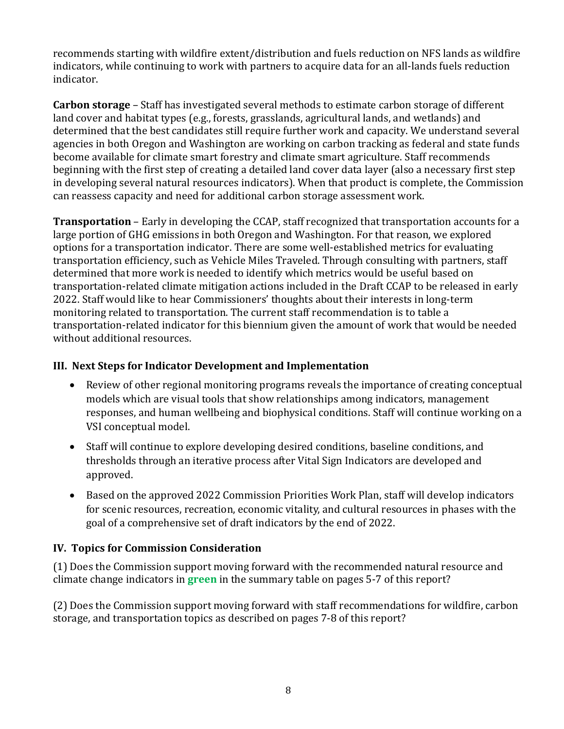recommends starting with wildfire extent/distribution and fuels reduction on NFS lands as wildfire indicators, while continuing to work with partners to acquire data for an all-lands fuels reduction indicator.

**Carbon storage** – Staff has investigated several methods to estimate carbon storage of different land cover and habitat types (e.g., forests, grasslands, agricultural lands, and wetlands) and determined that the best candidates still require further work and capacity. We understand several agencies in both Oregon and Washington are working on carbon tracking as federal and state funds become available for climate smart forestry and climate smart agriculture. Staff recommends beginning with the first step of creating a detailed land cover data layer (also a necessary first step in developing several natural resources indicators). When that product is complete, the Commission can reassess capacity and need for additional carbon storage assessment work.

**Transportation** – Early in developing the CCAP, staff recognized that transportation accounts for a large portion of GHG emissions in both Oregon and Washington. For that reason, we explored options for a transportation indicator. There are some well-established metrics for evaluating transportation efficiency, such as Vehicle Miles Traveled. Through consulting with partners, staff determined that more work is needed to identify which metrics would be useful based on transportation-related climate mitigation actions included in the Draft CCAP to be released in early 2022. Staff would like to hear Commissioners' thoughts about their interests in long-term monitoring related to transportation. The current staff recommendation is to table a transportation-related indicator for this biennium given the amount of work that would be needed without additional resources.

## III. Next Steps for Indicator Development and Implementation

- Review of other regional monitoring programs reveals the importance of creating conceptual models which are visual tools that show relationships among indicators, management responses, and human wellbeing and biophysical conditions. Staff will continue working on a VSI conceptual model.
- Staff will continue to explore developing desired conditions, baseline conditions, and thresholds through an iterative process after Vital Sign Indicators are developed and approved.
- Based on the approved 2022 Commission Priorities Work Plan, staff will develop indicators for scenic resources, recreation, economic vitality, and cultural resources in phases with the goal of a comprehensive set of draft indicators by the end of 2022.

## IV. Topics for Commission Consideration

(1) Does the Commission support moving forward with the recommended natural resource and climate change indicators in **green** in the summary table on pages 5-7 of this report?

(2) Does the Commission support moving forward with staff recommendations for wildfire, carbon storage, and transportation topics as described on pages 7-8 of this report?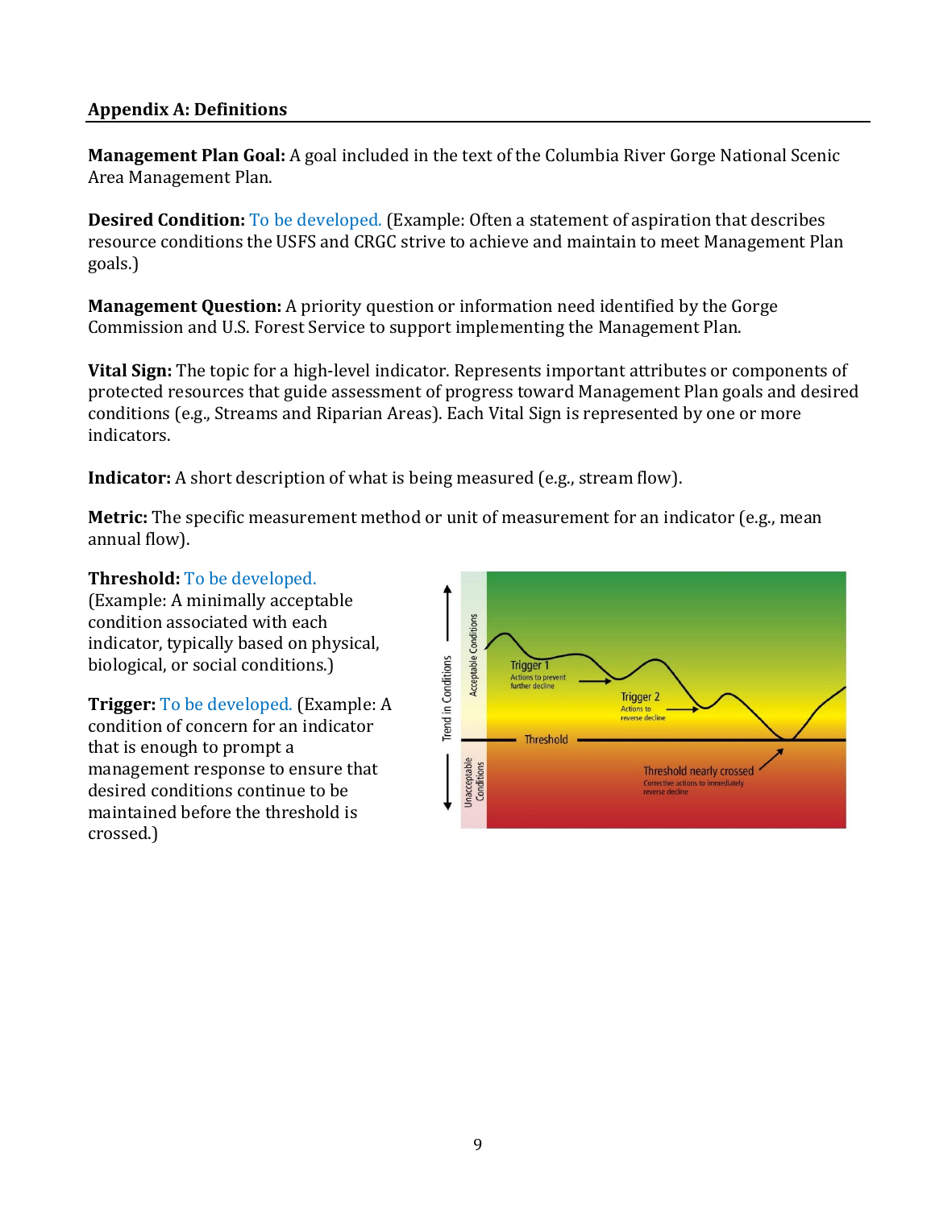## Appendix A: Definitions

**Management Plan Goal:** A goal included in the text of the Columbia River Gorge National Scenic Area Management Plan.

**Desired Condition:** To be developed. (Example: Often a statement of aspiration that describes resource conditions the USFS and CRGC strive to achieve and maintain to meet Management Plan goals.)

**Management Question:** A priority question or information need identified by the Gorge Commission and U.S. Forest Service to support implementing the Management Plan.

**Vital Sign:** The topic for a high-level indicator. Represents important attributes or components of protected resources that guide assessment of progress toward Management Plan goals and desired conditions (e.g., Streams and Riparian Areas). Each Vital Sign is represented by one or more indicators.

**Indicator:** A short description of what is being measured (e.g., stream flow).

**Metric:** The specific measurement method or unit of measurement for an indicator (e.g., mean annual flow).

**Threshold:** To be developed. (Example: A minimally acceptable condition associated with each indicator, typically based on physical, biological, or social conditions.)

**Trigger:** To be developed. (Example: A condition of concern for an indicator that is enough to prompt a management response to ensure that desired conditions continue to be maintained before the threshold is crossed.)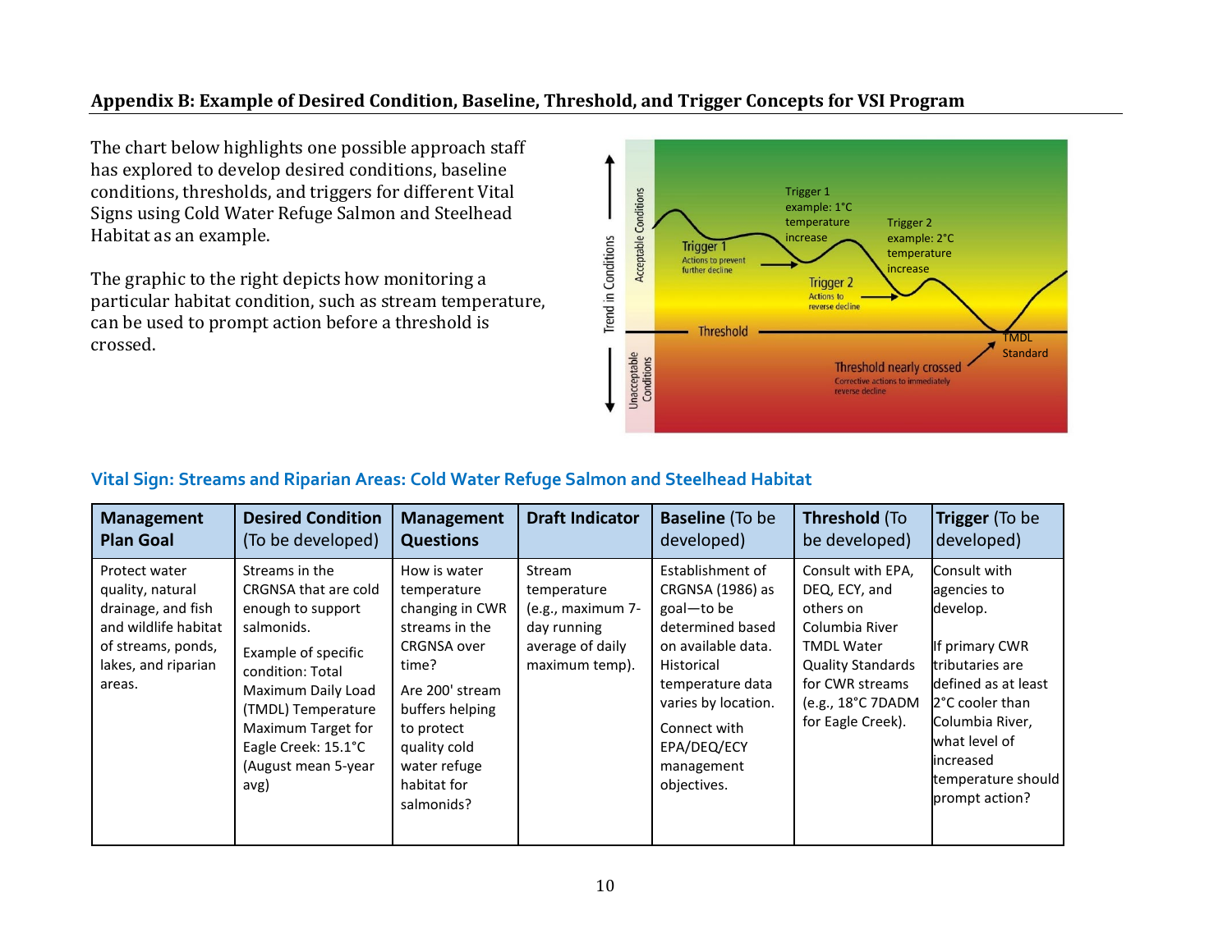## Appendix B: Example of Desired Condition, Baseline, Threshold, and Trigger Concepts for VSI Program

The chart below highlights one possible approach staff has explored to develop desired conditions, baseline conditions, thresholds, and triggers for different Vital Signs using Cold Water Refuge Salmon and Steelhead Habitat as an example.

The graphic to the right depicts how monitoring a particular habitat condition, such as stream temperature, can be used to prompt action before a threshold is crossed.

### Vital Sign: Streams and Riparian Areas: Cold Water Refuge Salmon and Steelhead Habitat

| **Management Plan Goal** | **Desired Condition** (To be developed) | **Management Questions** | **Draft Indicator** | **Baseline** (To be developed) | **Threshold** (To be developed) | **Trigger** (To be developed) |
|---|---|---|---|---|---|---|
| Protect water quality, natural drainage, and fish and wildlife habitat of streams, ponds, lakes, and riparian areas. | Streams in the CRGNSA that are cold enough to support salmonids.<br><br>Example of specific condition: Total Maximum Daily Load (TMDL) Temperature Maximum Target for Eagle Creek: 15.1°C (August mean 5-year avg) | How is water temperature changing in CWR streams in the CRGNSA over time?<br><br>Are 200' stream buffers helping to protect quality cold water refuge habitat for salmonids? | Stream temperature (e.g., maximum 7-day running average of daily maximum temp). | Establishment of CRGNSA (1986) as goal—to be determined based on available data. Historical temperature data varies by location.<br><br>Connect with EPA/DEQ/ECY management objectives. | Consult with EPA, DEQ, ECY, and others on Columbia River TMDL Water Quality Standards for CWR streams (e.g., 18°C 7DADM for Eagle Creek). | Consult with agencies to develop.<br><br>If primary CWR tributaries are defined as at least 2°C cooler than Columbia River, what level of increased temperature should prompt action? |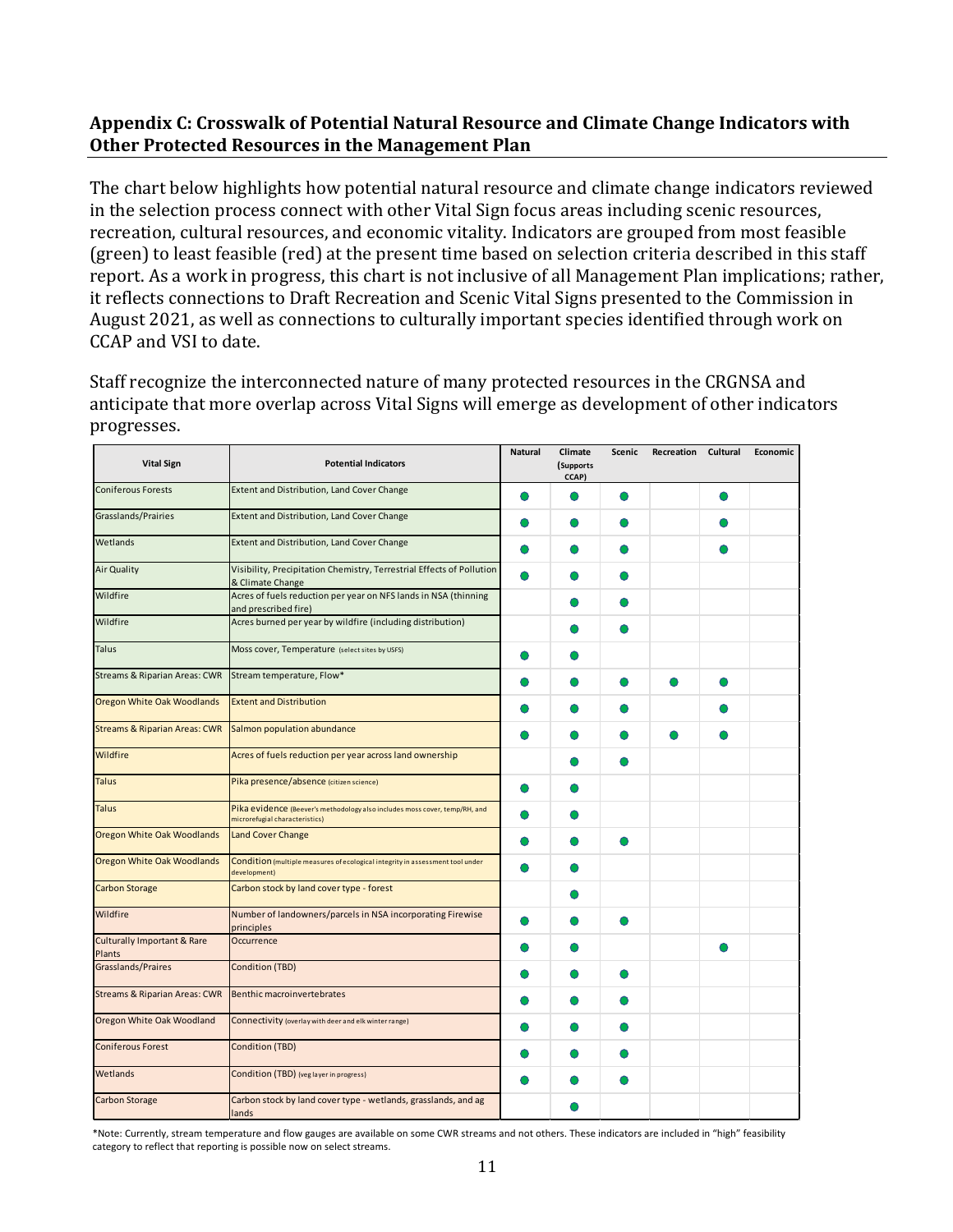## Appendix C: Crosswalk of Potential Natural Resource and Climate Change Indicators with Other Protected Resources in the Management Plan

The chart below highlights how potential natural resource and climate change indicators reviewed in the selection process connect with other Vital Sign focus areas including scenic resources, recreation, cultural resources, and economic vitality. Indicators are grouped from most feasible (green) to least feasible (red) at the present time based on selection criteria described in this staff report. As a work in progress, this chart is not inclusive of all Management Plan implications; rather, it reflects connections to Draft Recreation and Scenic Vital Signs presented to the Commission in August 2021, as well as connections to culturally important species identified through work on CCAP and VSI to date.

Staff recognize the interconnected nature of many protected resources in the CRGNSA and anticipate that more overlap across Vital Signs will emerge as development of other indicators progresses.

| Vital Sign | Potential Indicators | Natural | Climate (Supports CCAP) | Scenic | Recreation | Cultural | Economic |
|---|---|---|---|---|---|---|---|
| Coniferous Forests | Extent and Distribution, Land Cover Change | ● | ● | ● | | ● | |
| Grasslands/Prairies | Extent and Distribution, Land Cover Change | ● | ● | ● | | ● | |
| Wetlands | Extent and Distribution, Land Cover Change | ● | ● | ● | | ● | |
| Air Quality | Visibility, Precipitation Chemistry, Terrestrial Effects of Pollution & Climate Change | ● | ● | ● | | | |
| Wildfire | Acres of fuels reduction per year on NFS lands in NSA (thinning and prescribed fire) | | ● | ● | | | |
| Wildfire | Acres burned per year by wildfire (including distribution) | | ● | ● | | | |
| Talus | Moss cover, Temperature (select sites by USFS) | ● | ● | | | | |
| Streams & Riparian Areas: CWR | Stream temperature, Flow* | ● | ● | ● | ● | ● | |
| Oregon White Oak Woodlands | Extent and Distribution | ● | ● | ● | | ● | |
| Streams & Riparian Areas: CWR | Salmon population abundance | ● | ● | ● | ● | ● | |
| Wildfire | Acres of fuels reduction per year across land ownership | | ● | ● | | | |
| Talus | Pika presence/absence (citizen science) | ● | ● | | | | |
| Talus | Pika evidence (Beever's methodology also includes moss cover, temp/RH, and microrefugial characteristics) | ● | ● | | | | |
| Oregon White Oak Woodlands | Land Cover Change | ● | ● | ● | | | |
| Oregon White Oak Woodlands | Condition (multiple measures of ecological integrity in assessment tool under development) | ● | ● | | | | |
| Carbon Storage | Carbon stock by land cover type - forest | | ● | | | | |
| Wildfire | Number of landowners/parcels in NSA incorporating Firewise principles | ● | ● | ● | | | |
| Culturally Important & Rare Plants | Occurrence | ● | ● | | | ● | |
| Grasslands/Praires | Condition (TBD) | ● | ● | ● | | | |
| Streams & Riparian Areas: CWR | Benthic macroinvertebrates | ● | ● | ● | | | |
| Oregon White Oak Woodland | Connectivity (overlay with deer and elk winter range) | ● | ● | ● | | | |
| Coniferous Forest | Condition (TBD) | ● | ● | ● | | | |
| Wetlands | Condition (TBD) (veg layer in progress) | ● | ● | ● | | | |
| Carbon Storage | Carbon stock by land cover type - wetlands, grasslands, and ag lands | | ● | | | | |

*Note: Currently, stream temperature and flow gauges are available on some CWR streams and not others. These indicators are included in "high" feasibility category to reflect that reporting is possible now on select streams.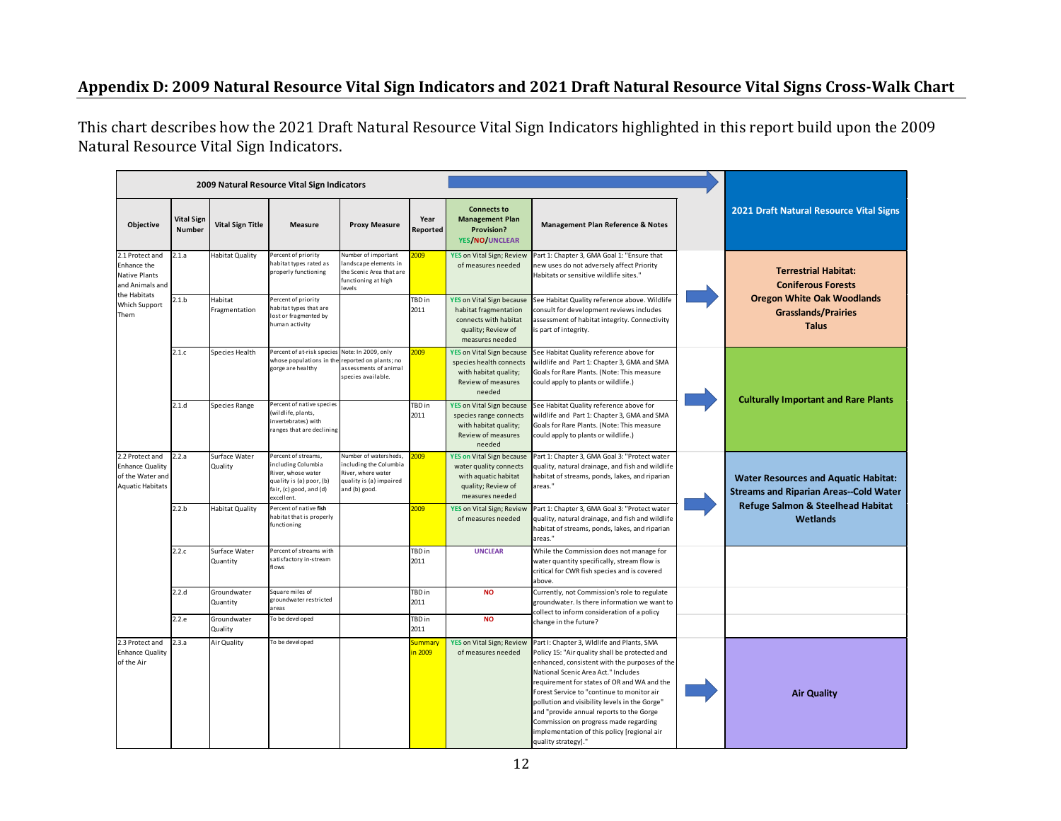## Appendix D: 2009 Natural Resource Vital Sign Indicators and 2021 Draft Natural Resource Vital Signs Cross-Walk Chart

This chart describes how the 2021 Draft Natural Resource Vital Sign Indicators highlighted in this report build upon the 2009 Natural Resource Vital Sign Indicators.

| 2009 Natural Resource Vital Sign Indicators | | | | | | | | | 2021 Draft Natural Resource Vital Signs |
|---|---|---|---|---|---|---|---|---|---|
| Objective | Vital Sign Number | Vital Sign Title | Measure | Proxy Measure | Year Reported | Connects to Management Plan Provision? YES/NO/UNCLEAR | Management Plan Reference & Notes | | |
| 2.1 Protect and Enhance the Native Plants and Animals and the Habitats Which Support Them | 2.1.a | Habitat Quality | Percent of priority habitat types rated as properly functioning | Number of important landscape elements in the Scenic Area that are functioning at high levels | 2009 | YES on Vital Sign; Review of measures needed | Part 1: Chapter 3, GMA Goal 1: "Ensure that new uses do not adversely affect Priority Habitats or sensitive wildlife sites." | → | **Terrestrial Habitat: Coniferous Forests Oregon White Oak Woodlands Grasslands/Prairies Talus** |
| | 2.1.b | Habitat Fragmentation | Percent of priority habitat types that are lost or fragmented by human activity | | TBD in 2011 | YES on Vital Sign because habitat fragmentation connects with habitat quality; Review of measures needed | See Habitat Quality reference above. Wildlife consult for development reviews includes assessment of habitat integrity. Connectivity is part of integrity. | | |
| | 2.1.c | Species Health | Percent of at-risk species whose populations in the gorge are healthy | Note: In 2009, only reported on plants; no assessments of animal species available. | 2009 | YES on Vital Sign because species health connects with habitat quality; Review of measures needed | See Habitat Quality reference above for wildlife and Part 1: Chapter 3, GMA and SMA Goals for Rare Plants. (Note: This measure could apply to plants or wildlife.) | → | **Culturally Important and Rare Plants** |
| | 2.1.d | Species Range | Percent of native species (wildlife, plants, invertebrates) with ranges that are declining | | TBD in 2011 | YES on Vital Sign because species range connects with habitat quality; Review of measures needed | See Habitat Quality reference above for wildlife and Part 1: Chapter 3, GMA and SMA Goals for Rare Plants. (Note: This measure could apply to plants or wildlife.) | | |
| 2.2 Protect and Enhance Quality of the Water and Aquatic Habitats | 2.2.a | Surface Water Quality | Percent of streams, including Columbia River, whose water quality is (a) poor, (b) fair, (c) good, and (d) excellent. | Number of watersheds, including the Columbia River, where water quality is (a) impaired and (b) good. | 2009 | YES on Vital Sign because water quality connects with aquatic habitat quality; Review of measures needed | Part 1: Chapter 3, GMA Goal 3: "Protect water quality, natural drainage, and fish and wildlife habitat of streams, ponds, lakes, and riparian areas." | → | **Water Resources and Aquatic Habitat: Streams and Riparian Areas--Cold Water Refuge Salmon & Steelhead Habitat Wetlands** |
| | 2.2.b | Habitat Quality | Percent of native **fish** habitat that is properly functioning | | 2009 | YES on Vital Sign; Review of measures needed | Part 1: Chapter 3, GMA Goal 3: "Protect water quality, natural drainage, and fish and wildlife habitat of streams, ponds, lakes, and riparian areas." | | |
| | 2.2.c | Surface Water Quantity | Percent of streams with satisfactory in-stream flows | | TBD in 2011 | UNCLEAR | While the Commission does not manage for water quantity specifically, stream flow is critical for CWR fish species and is covered above. | | |
| | 2.2.d | Groundwater Quantity | Square miles of groundwater restricted areas | | TBD in 2011 | NO | Currently, not Commission's role to regulate groundwater. Is there information we want to collect to inform consideration of a policy change in the future? | | |
| | 2.2.e | Groundwater Quality | To be developed | | TBD in 2011 | NO | | | |
| 2.3 Protect and Enhance Quality of the Air | 2.3.a | Air Quality | To be developed | | Summary in 2009 | YES on Vital Sign; Review of measures needed | Part I: Chapter 3, Wldlife and Plants, SMA Policy 15: "Air quality shall be protected and enhanced, consistent with the purposes of the National Scenic Area Act." Includes requirement for states of OR and WA and the Forest Service to "continue to monitor air pollution and visibility levels in the Gorge" and "provide annual reports to the Gorge Commission on progress made regarding implementation of this policy [regional air quality strategy]." | → | **Air Quality** |